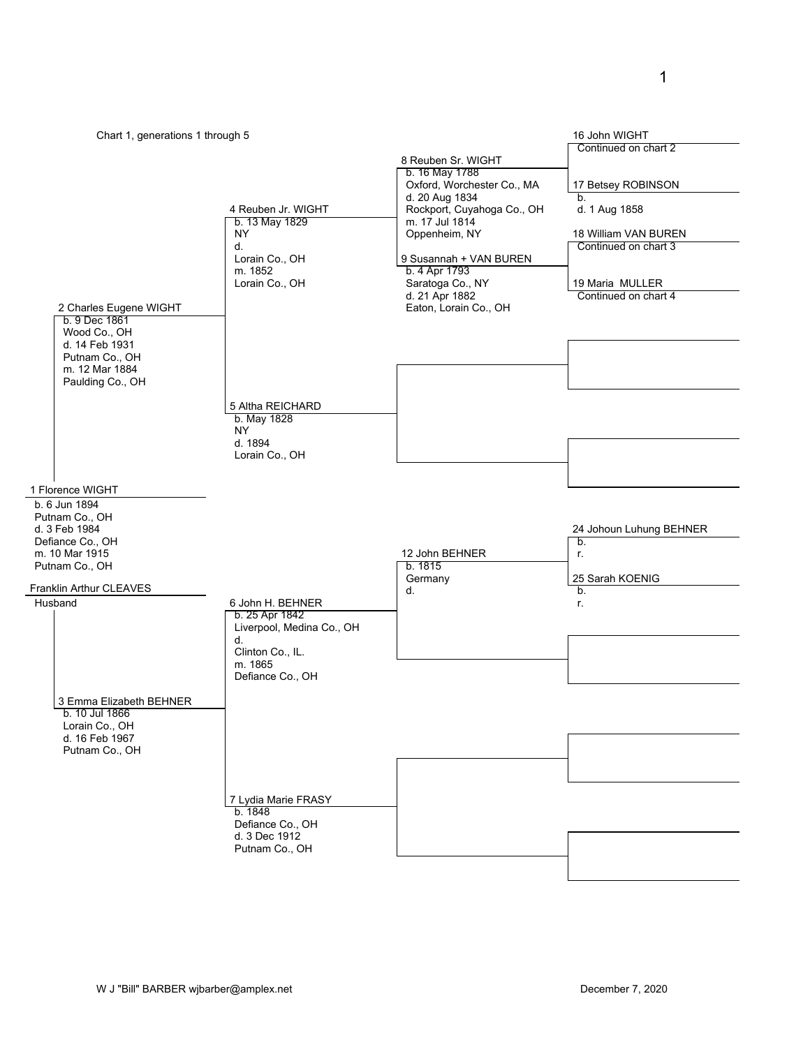Chart 1, generations 1 through 5

**1 Florence WIGHT**
b. 6 Jun 1894
Putnam Co., OH
d. 3 Feb 1984
Defiance Co., OH
m. 10 Mar 1915
Putnam Co., OH

Franklin Arthur CLEAVES
Husband

**2 Charles Eugene WIGHT**
b. 9 Dec 1861
Wood Co., OH
d. 14 Feb 1931
Putnam Co., OH
m. 12 Mar 1884
Paulding Co., OH

**3 Emma Elizabeth BEHNER**
b. 10 Jul 1866
Lorain Co., OH
d. 16 Feb 1967
Putnam Co., OH

**4 Reuben Jr. WIGHT**
b. 13 May 1829
NY
d.
Lorain Co., OH
m. 1852
Lorain Co., OH

**5 Altha REICHARD**
b. May 1828
NY
d. 1894
Lorain Co., OH

**6 John H. BEHNER**
b. 25 Apr 1842
Liverpool, Medina Co., OH
d.
Clinton Co., IL.
m. 1865
Defiance Co., OH

**7 Lydia Marie FRASY**
b. 1848
Defiance Co., OH
d. 3 Dec 1912
Putnam Co., OH

**8 Reuben Sr. WIGHT**
b. 16 May 1788
Oxford, Worchester Co., MA
d. 20 Aug 1834
Rockport, Cuyahoga Co., OH
m. 17 Jul 1814
Oppenheim, NY

**9 Susannah + VAN BUREN**
b. 4 Apr 1793
Saratoga Co., NY
d. 21 Apr 1882
Eaton, Lorain Co., OH

**12 John BEHNER**
b. 1815
Germany
d.

**16 John WIGHT**
Continued on chart 2

**17 Betsey ROBINSON**
b.
d. 1 Aug 1858

**18 William VAN BUREN**
Continued on chart 3

**19 Maria MULLER**
Continued on chart 4

**24 Johoun Luhung BEHNER**
b.
r.

**25 Sarah KOENIG**
b.
r.

W J "Bill" BARBER wjbarber@amplex.net — December 7, 2020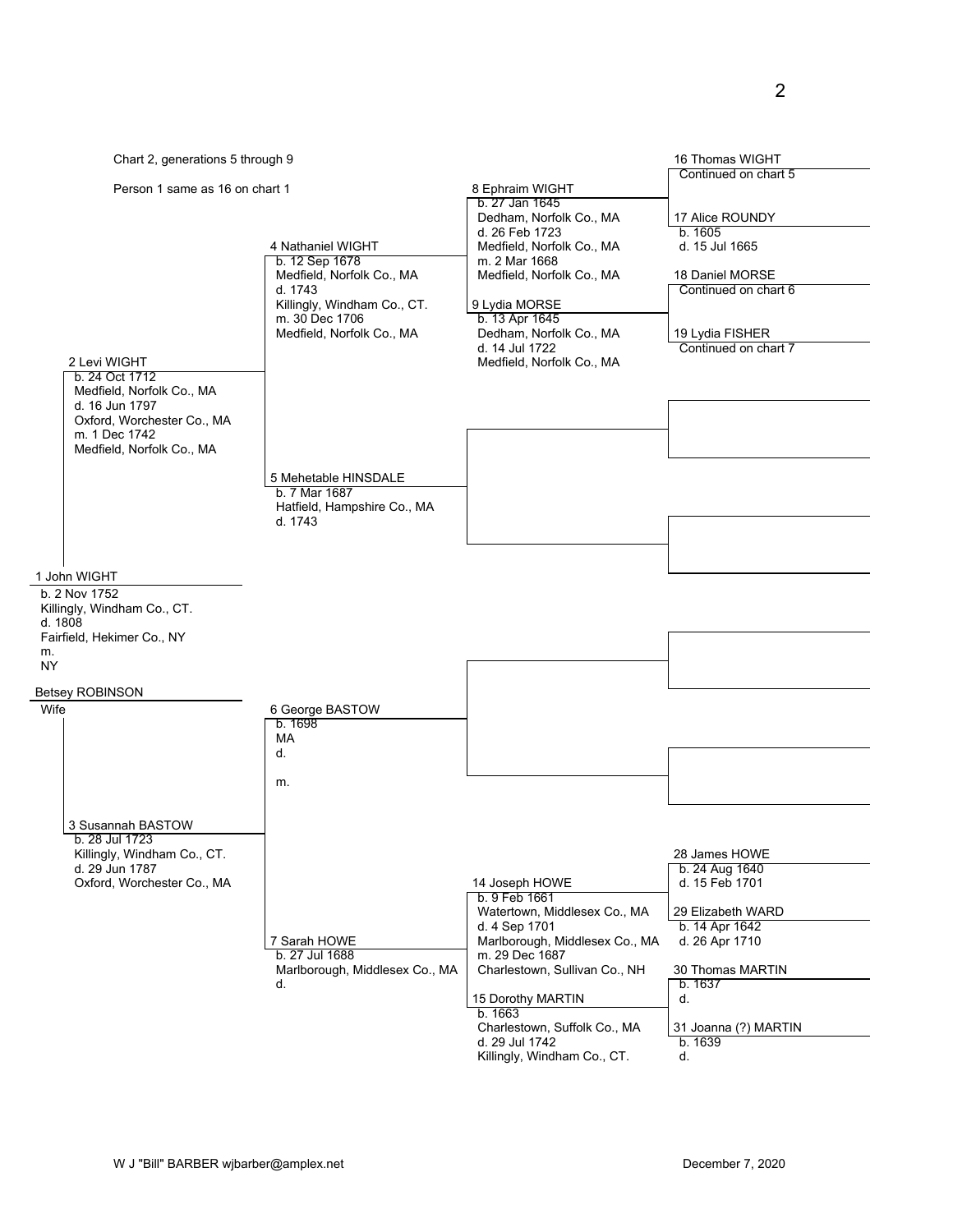Chart 2, generations 5 through 9

Person 1 same as 16 on chart 1

**1 John WIGHT**
b. 2 Nov 1752
Killingly, Windham Co., CT.
d. 1808
Fairfield, Hekimer Co., NY
m.
NY

**Betsey ROBINSON**
Wife

**2 Levi WIGHT**
b. 24 Oct 1712
Medfield, Norfolk Co., MA
d. 16 Jun 1797
Oxford, Worchester Co., MA
m. 1 Dec 1742
Medfield, Norfolk Co., MA

**3 Susannah BASTOW**
b. 28 Jul 1723
Killingly, Windham Co., CT.
d. 29 Jun 1787
Oxford, Worchester Co., MA

**4 Nathaniel WIGHT**
b. 12 Sep 1678
Medfield, Norfolk Co., MA
d. 1743
Killingly, Windham Co., CT.
m. 30 Dec 1706
Medfield, Norfolk Co., MA

**5 Mehetable HINSDALE**
b. 7 Mar 1687
Hatfield, Hampshire Co., MA
d. 1743

**6 George BASTOW**
b. 1698
MA
d.

m.

**7 Sarah HOWE**
b. 27 Jul 1688
Marlborough, Middlesex Co., MA
d.

**8 Ephraim WIGHT**
b. 27 Jan 1645
Dedham, Norfolk Co., MA
d. 26 Feb 1723
Medfield, Norfolk Co., MA
m. 2 Mar 1668
Medfield, Norfolk Co., MA

**9 Lydia MORSE**
b. 13 Apr 1645
Dedham, Norfolk Co., MA
d. 14 Jul 1722
Medfield, Norfolk Co., MA

**14 Joseph HOWE**
b. 9 Feb 1661
Watertown, Middlesex Co., MA
d. 4 Sep 1701
Marlborough, Middlesex Co., MA
m. 29 Dec 1687
Charlestown, Sullivan Co., NH

**15 Dorothy MARTIN**
b. 1663
Charlestown, Suffolk Co., MA
d. 29 Jul 1742
Killingly, Windham Co., CT.

**16 Thomas WIGHT**
Continued on chart 5

**17 Alice ROUNDY**
b. 1605
d. 15 Jul 1665

**18 Daniel MORSE**
Continued on chart 6

**19 Lydia FISHER**
Continued on chart 7

**28 James HOWE**
b. 24 Aug 1640
d. 15 Feb 1701

**29 Elizabeth WARD**
b. 14 Apr 1642
d. 26 Apr 1710

**30 Thomas MARTIN**
b. 1637
d.

**31 Joanna (?) MARTIN**
b. 1639
d.

W J "Bill" BARBER wjbarber@amplex.net

December 7, 2020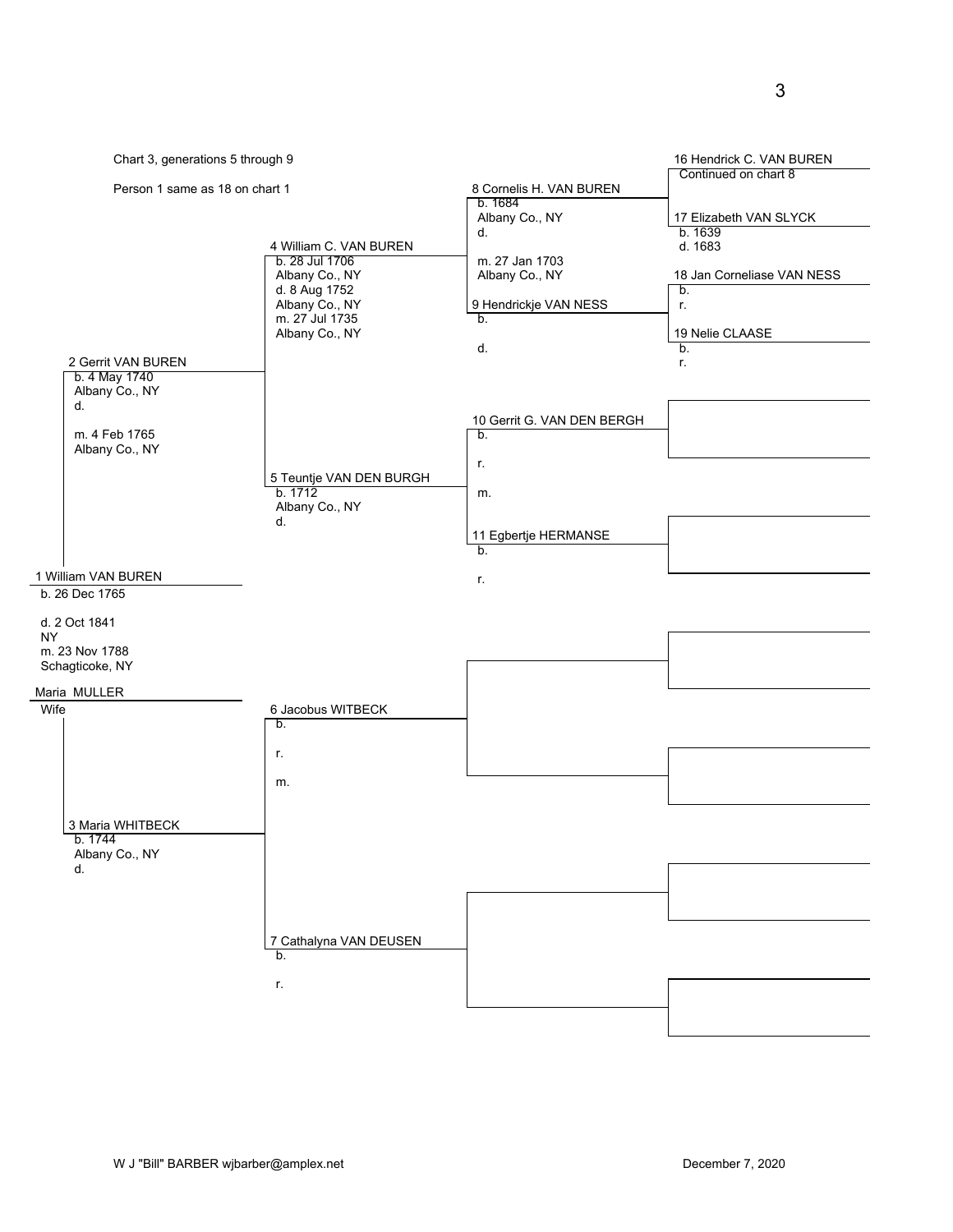Chart 3, generations 5 through 9

Person 1 same as 18 on chart 1

**1 William VAN BUREN**
b. 26 Dec 1765

d. 2 Oct 1841
NY
m. 23 Nov 1788
Schagticoke, NY

**Maria MULLER**
Wife

**2 Gerrit VAN BUREN**
b. 4 May 1740
Albany Co., NY
d.

m. 4 Feb 1765
Albany Co., NY

**3 Maria WHITBECK**
b. 1744
Albany Co., NY
d.

**4 William C. VAN BUREN**
b. 28 Jul 1706
Albany Co., NY
d. 8 Aug 1752
Albany Co., NY
m. 27 Jul 1735
Albany Co., NY

**5 Teuntje VAN DEN BURGH**
b. 1712
Albany Co., NY
d.

**6 Jacobus WITBECK**
b.

r.

m.

**7 Cathalyna VAN DEUSEN**
b.

r.

**8 Cornelis H. VAN BUREN**
b. 1684
Albany Co., NY
d.

m. 27 Jan 1703
Albany Co., NY

**9 Hendrickje VAN NESS**
b.

d.

**10 Gerrit G. VAN DEN BERGH**
b.

r.

m.

**11 Egbertje HERMANSE**
b.

r.

**16 Hendrick C. VAN BUREN**
Continued on chart 8

**17 Elizabeth VAN SLYCK**
b. 1639
d. 1683

**18 Jan Corneliase VAN NESS**
b.
r.

**19 Nelie CLAASE**
b.
r.

W J "Bill" BARBER wjbarber@amplex.net

December 7, 2020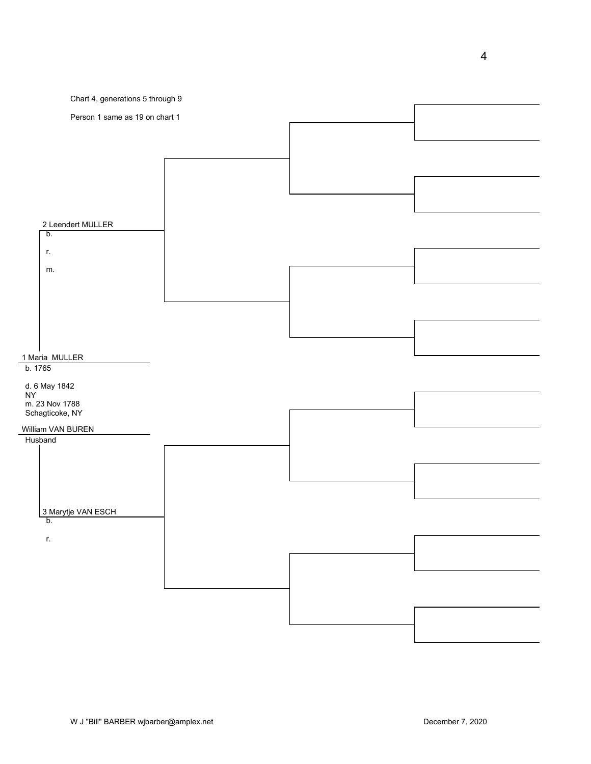Chart 4, generations 5 through 9

Person 1 same as 19 on chart 1

2 Leendert MULLER
b.

r.

m.

1 Maria MULLER
b. 1765

d. 6 May 1842
NY
m. 23 Nov 1788
Schagticoke, NY

William VAN BUREN
Husband

3 Marytje VAN ESCH
b.

r.

W J "Bill" BARBER wjbarber@amplex.net

December 7, 2020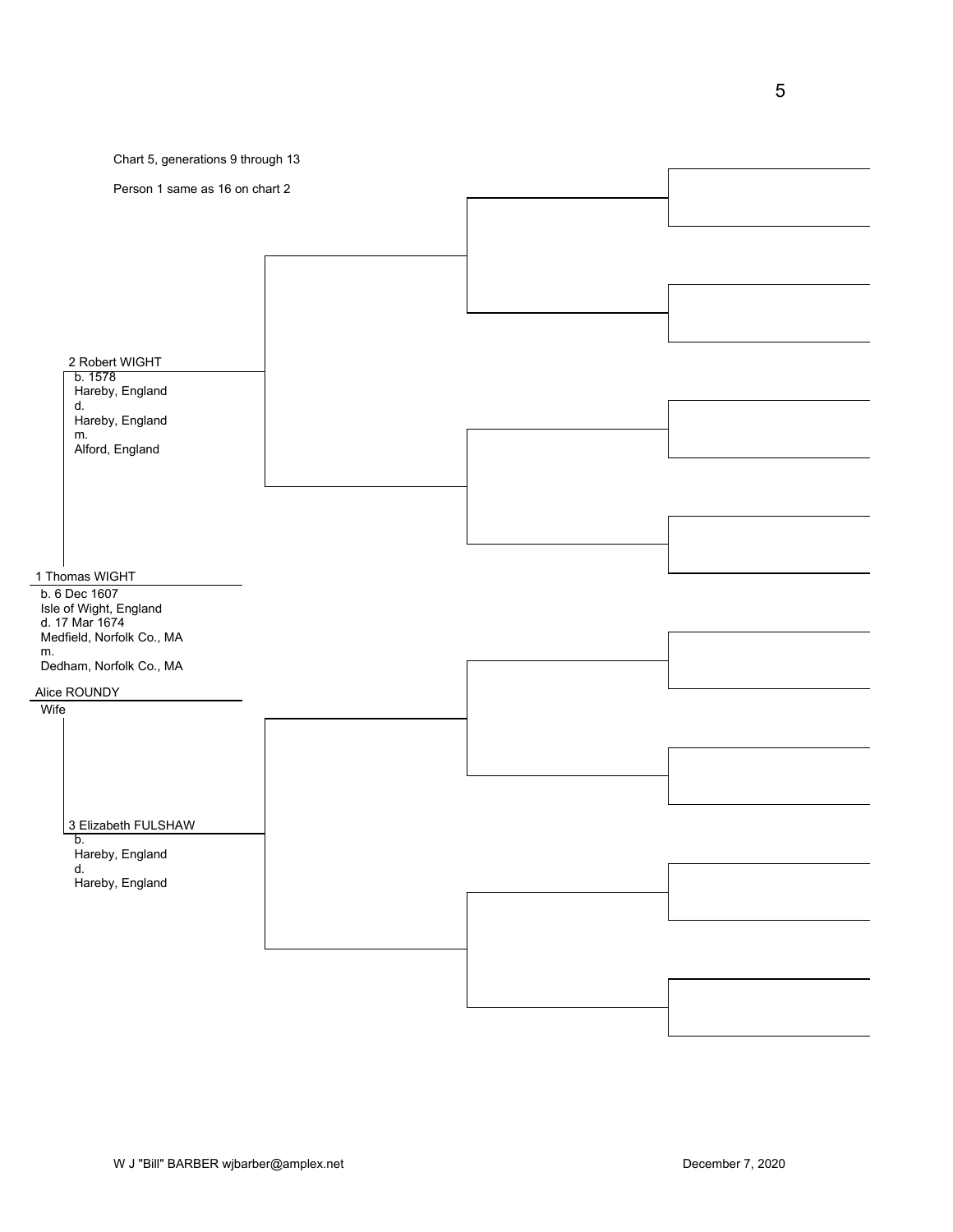Chart 5, generations 9 through 13

Person 1 same as 16 on chart 2

2 Robert WIGHT
b. 1578
Hareby, England
d.
Hareby, England
m.
Alford, England

1 Thomas WIGHT
b. 6 Dec 1607
Isle of Wight, England
d. 17 Mar 1674
Medfield, Norfolk Co., MA
m.
Dedham, Norfolk Co., MA

Alice ROUNDY
Wife

3 Elizabeth FULSHAW
b.
Hareby, England
d.
Hareby, England

W J "Bill" BARBER wjbarber@amplex.net

December 7, 2020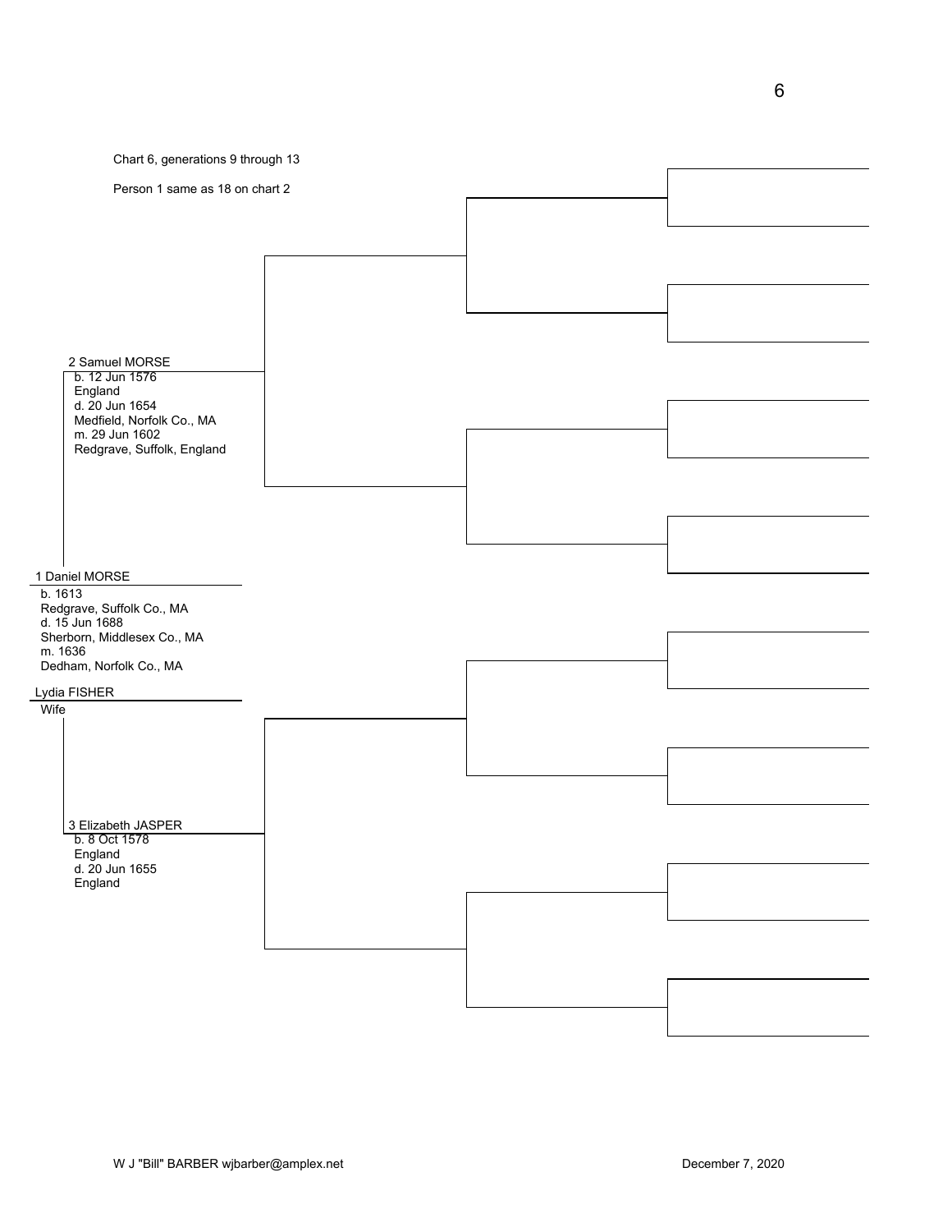Chart 6, generations 9 through 13

Person 1 same as 18 on chart 2

2 Samuel MORSE
b. 12 Jun 1576
England
d. 20 Jun 1654
Medfield, Norfolk Co., MA
m. 29 Jun 1602
Redgrave, Suffolk, England

1 Daniel MORSE
b. 1613
Redgrave, Suffolk Co., MA
d. 15 Jun 1688
Sherborn, Middlesex Co., MA
m. 1636
Dedham, Norfolk Co., MA

Lydia FISHER
Wife

3 Elizabeth JASPER
b. 8 Oct 1578
England
d. 20 Jun 1655
England

W J "Bill" BARBER wjbarber@amplex.net

December 7, 2020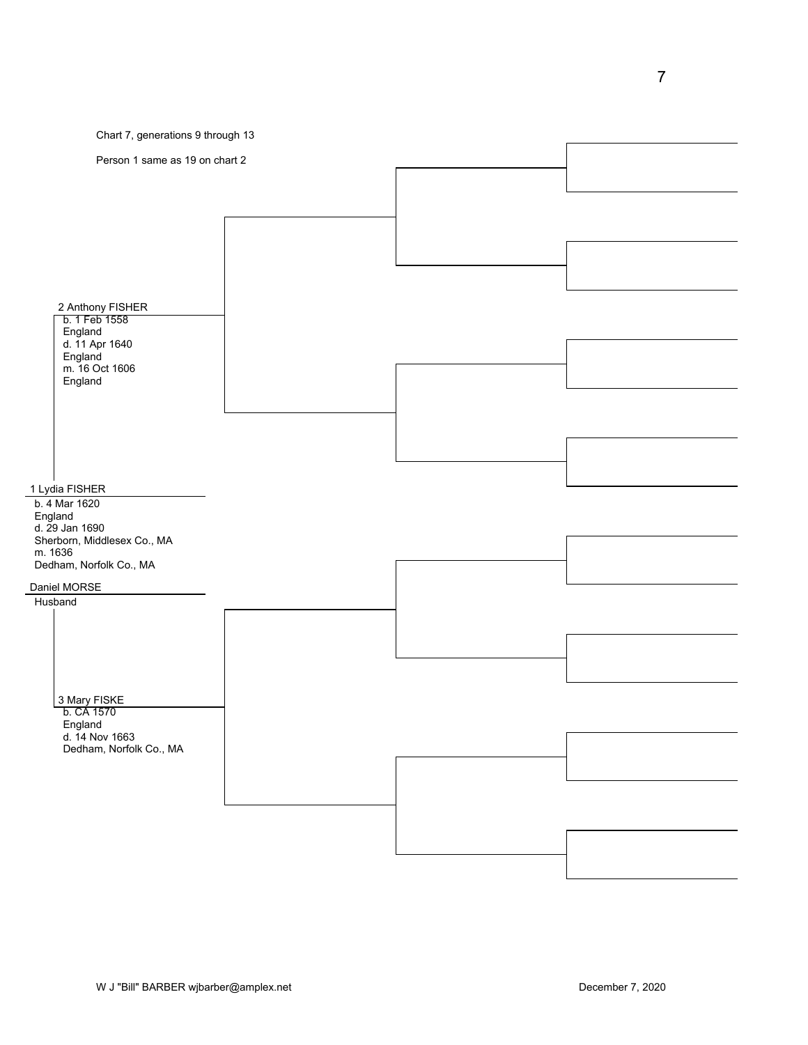Chart 7, generations 9 through 13

Person 1 same as 19 on chart 2

**2 Anthony FISHER**
b. 1 Feb 1558
England
d. 11 Apr 1640
England
m. 16 Oct 1606
England

**1 Lydia FISHER**
b. 4 Mar 1620
England
d. 29 Jan 1690
Sherborn, Middlesex Co., MA
m. 1636
Dedham, Norfolk Co., MA

**Daniel MORSE**
Husband

**3 Mary FISKE**
b. CA 1570
England
d. 14 Nov 1663
Dedham, Norfolk Co., MA

W J "Bill" BARBER wjbarber@amplex.net

December 7, 2020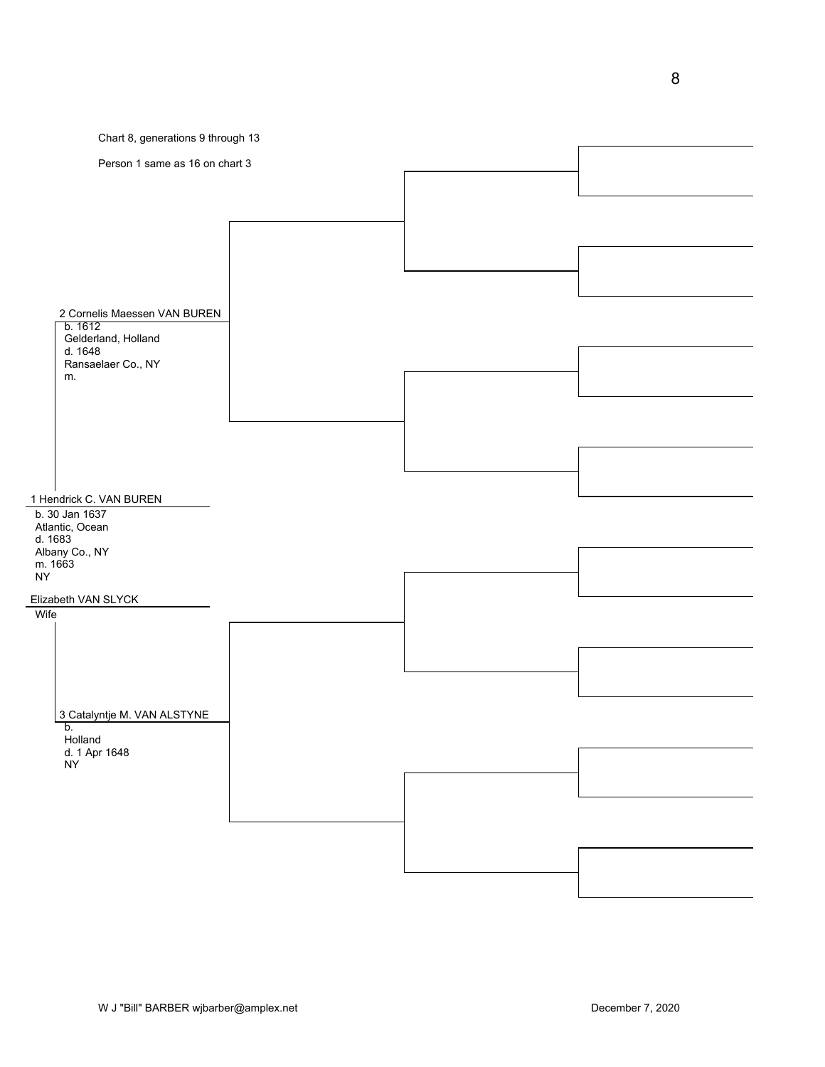Chart 8, generations 9 through 13

Person 1 same as 16 on chart 3

2 Cornelis Maessen VAN BUREN
b. 1612
Gelderland, Holland
d. 1648
Ransaelaer Co., NY
m.

1 Hendrick C. VAN BUREN
b. 30 Jan 1637
Atlantic, Ocean
d. 1683
Albany Co., NY
m. 1663
NY

Elizabeth VAN SLYCK
Wife

3 Catalyntje M. VAN ALSTYNE
b.
Holland
d. 1 Apr 1648
NY

W J "Bill" BARBER wjbarber@amplex.net

December 7, 2020